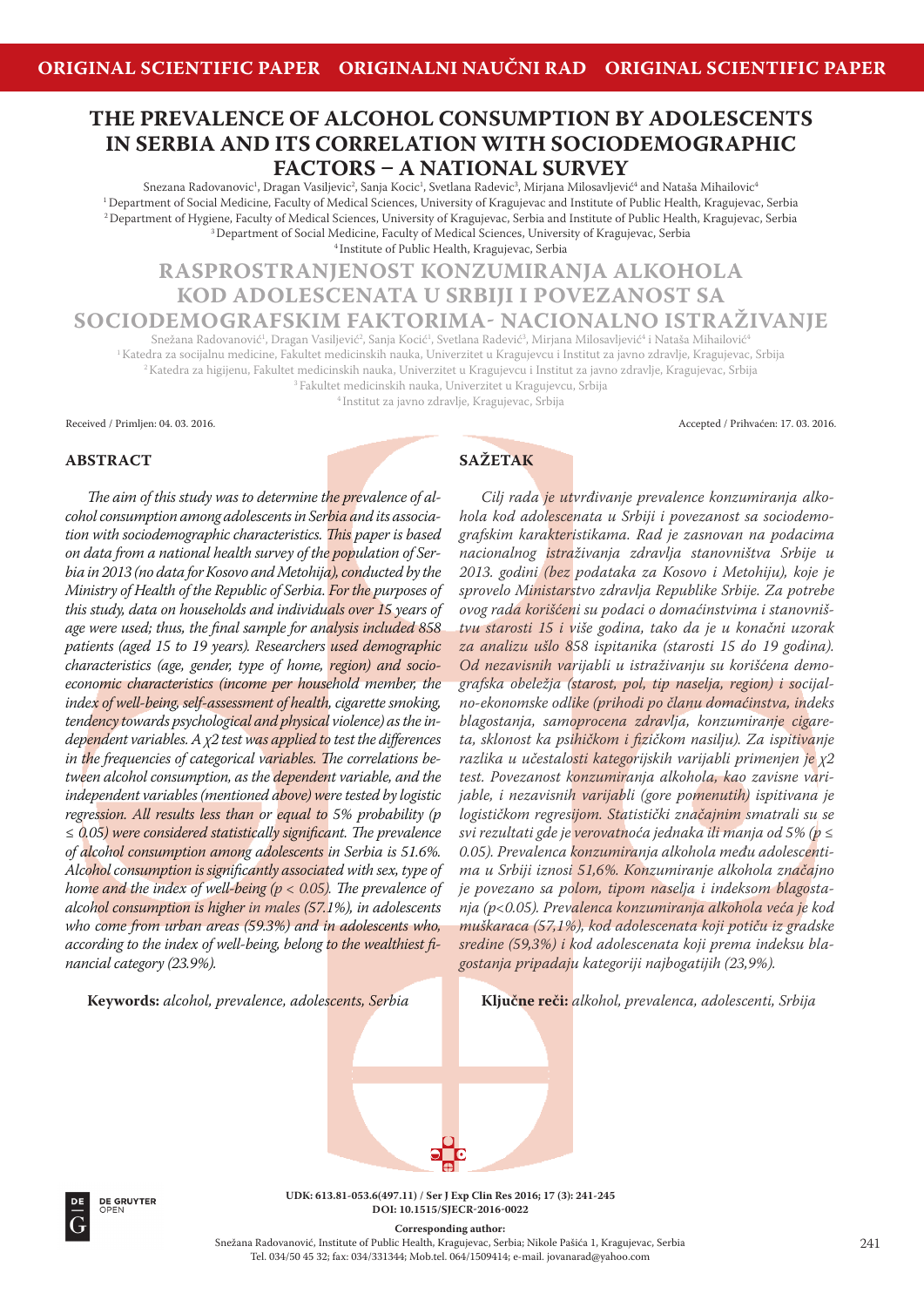ORIGINAL SCIENTIFIC PAPER ORIGINALNI NAUČNI RAD ORIGINAL SCIENTIFIC PAPER

# THE PREVALENCE OF ALCOHOL CONSUMPTION BY ADOLESCENTS IN SERBIA AND ITS CORRELATION WITH SOCIODEMOGRAPHIC FACTORS – A NATIONAL SURVEY

Snezana Radovanovic[1], Dragan Vasiljevic[2], Sanja Kocic[1], Svetlana Radevic[3], Mirjana Milosavljević[4] and Nataša Mihailovic[4]

[1] Department of Social Medicine, Faculty of Medical Sciences, University of Kragujevac and Institute of Public Health, Kragujevac, Serbia
[2] Department of Hygiene, Faculty of Medical Sciences, University of Kragujevac, Serbia and Institute of Public Health, Kragujevac, Serbia
[3] Department of Social Medicine, Faculty of Medical Sciences, University of Kragujevac, Serbia
[4] Institute of Public Health, Kragujevac, Serbia

# RASPROSTRANJENOST KONZUMIRANJA ALKOHOLA KOD ADOLESCENATA U SRBIJI I POVEZANOST SA SOCIODEMOGRAFSKIM FAKTORIMA- NACIONALNO ISTRAŽIVANJE

Snežana Radovanović[1], Dragan Vasiljević[2], Sanja Kocić[1], Svetlana Radević[3], Mirjana Milosavljević[4] i Nataša Mihailović[4]

[1] Katedra za socijalnu medicine, Fakultet medicinskih nauka, Univerzitet u Kragujevcu i Institut za javno zdravlje, Kragujevac, Srbija
[2] Katedra za higijenu, Fakultet medicinskih nauka, Univerzitet u Kragujevcu i Institut za javno zdravlje, Kragujevac, Srbija
[3] Fakultet medicinskih nauka, Univerzitet u Kragujevcu, Srbija
[4] Institut za javno zdravlje, Kragujevac, Srbija

Received / Primljen: 04. 03. 2016.    Accepted / Prihvaćen: 17. 03. 2016.

## ABSTRACT

*The aim of this study was to determine the prevalence of alcohol consumption among adolescents in Serbia and its association with sociodemographic characteristics. This paper is based on data from a national health survey of the population of Serbia in 2013 (no data for Kosovo and Metohija), conducted by the Ministry of Health of the Republic of Serbia. For the purposes of this study, data on households and individuals over 15 years of age were used; thus, the final sample for analysis included 858 patients (aged 15 to 19 years). Researchers used demographic characteristics (age, gender, type of home, region) and socioeconomic characteristics (income per household member, the index of well-being, self-assessment of health, cigarette smoking, tendency towards psychological and physical violence) as the independent variables. A $\chi2$ test was applied to test the differences in the frequencies of categorical variables. The correlations between alcohol consumption, as the dependent variable, and the independent variables (mentioned above) were tested by logistic regression. All results less than or equal to 5% probability ($p \leq 0.05$) were considered statistically significant. The prevalence of alcohol consumption among adolescents in Serbia is 51.6%. Alcohol consumption is significantly associated with sex, type of home and the index of well-being ($p < 0.05$). The prevalence of alcohol consumption is higher in males (57.1%), in adolescents who come from urban areas (59.3%) and in adolescents who, according to the index of well-being, belong to the wealthiest financial category (23.9%).*

**Keywords:** *alcohol, prevalence, adolescents, Serbia*

## SAŽETAK

*Cilj rada je utvrđivanje prevalence konzumiranja alkohola kod adolescenata u Srbiji i povezanost sa sociodemografskim karakteristikama. Rad je zasnovan na podacima nacionalnog istraživanja zdravlja stanovništva Srbije u 2013. godini (bez podataka za Kosovo i Metohiju), koje je sprovelo Ministarstvo zdravlja Republike Srbije. Za potrebe ovog rada korišćeni su podaci o domaćinstvima i stanovništvu starosti 15 i više godina, tako da je u konačni uzorak za analizu ušlo 858 ispitanika (starosti 15 do 19 godina). Od nezavisnih varijabli u istraživanju su korišćena demografska obeležja (starost, pol, tip naselja, region) i socijalno-ekonomske odlike (prihodi po članu domaćinstva, indeks blagostanja, samoprocena zdravlja, konzumiranje cigareta, sklonost ka psihičkom i fizičkom nasilju). Za ispitivanje razlika u učestalosti kategorijskih varijabli primenjen je $\chi2$ test. Povezanost konzumiranja alkohola, kao zavisne varijable, i nezavisnih varijabli (gore pomenutih) ispitivana je logističkom regresijom. Statistički značajnim smatrali su se svi rezultati gde je verovatnoća jednaka ili manja od 5% ($p \leq 0.05$). Prevalenca konzumiranja alkohola među adolescentima u Srbiji iznosi 51,6%. Konzumiranje alkohola značajno je povezano sa polom, tipom naselja i indeksom blagostanja ($p<0.05$). Prevalenca konzumiranja alkohola veća je kod muškaraca (57,1%), kod adolescenata koji potiču iz gradske sredine (59,3%) i kod adolescenata koji prema indeksu blagostanja pripadaju kategoriji najbogatijih (23,9%).*

**Ključne reči:** *alkohol, prevalenca, adolescenti, Srbija*

UDK: 613.81-053.6(497.11) / Ser J Exp Clin Res 2016; 17 (3): 241-245
DOI: 10.1515/SJECR-2016-0022

**Corresponding author:**
Snežana Radovanović, Institute of Public Health, Kragujevac, Serbia; Nikole Pašića 1, Kragujevac, Serbia
Tel. 034/50 45 32; fax: 034/331344; Mob.tel. 064/1509414; e-mail. jovanarad@yahoo.com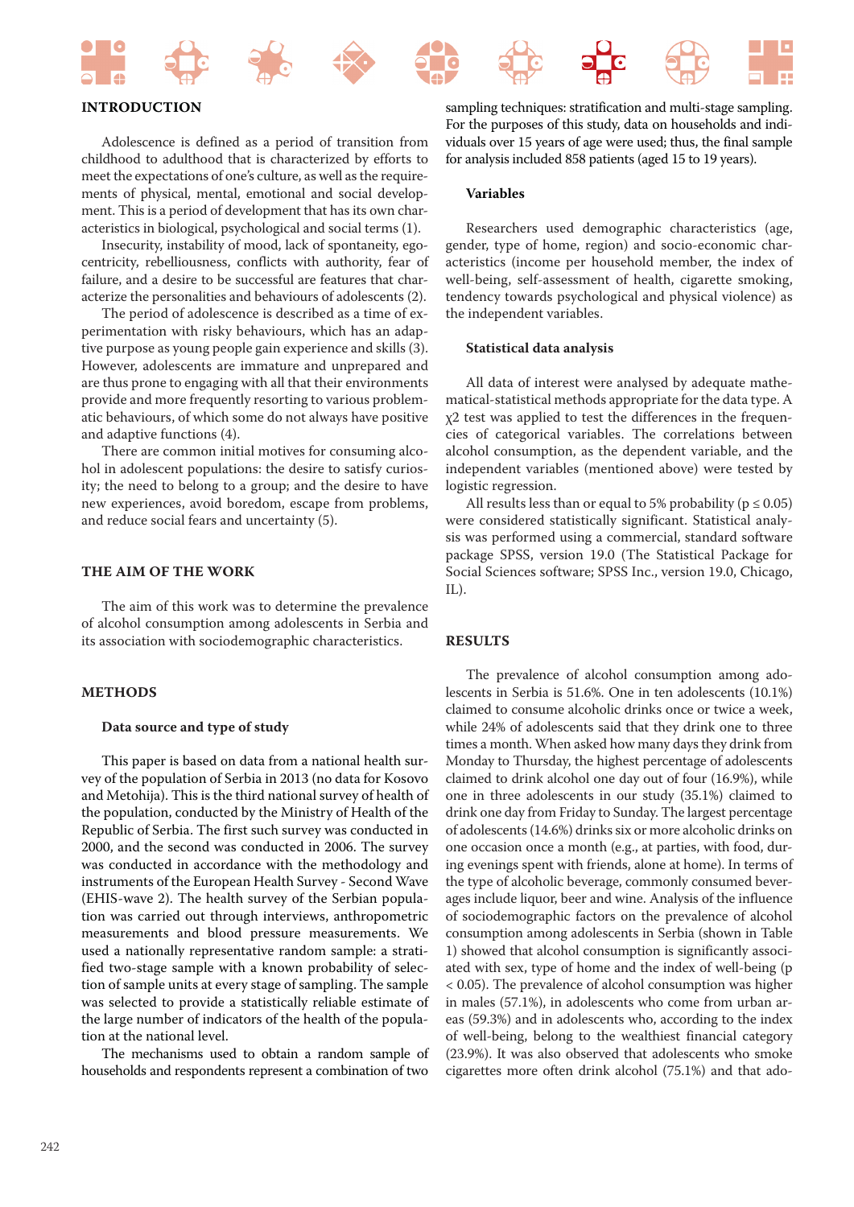## INTRODUCTION

Adolescence is defined as a period of transition from childhood to adulthood that is characterized by efforts to meet the expectations of one's culture, as well as the requirements of physical, mental, emotional and social development. This is a period of development that has its own characteristics in biological, psychological and social terms (1).

Insecurity, instability of mood, lack of spontaneity, egocentricity, rebelliousness, conflicts with authority, fear of failure, and a desire to be successful are features that characterize the personalities and behaviours of adolescents (2).

The period of adolescence is described as a time of experimentation with risky behaviours, which has an adaptive purpose as young people gain experience and skills (3). However, adolescents are immature and unprepared and are thus prone to engaging with all that their environments provide and more frequently resorting to various problematic behaviours, of which some do not always have positive and adaptive functions (4).

There are common initial motives for consuming alcohol in adolescent populations: the desire to satisfy curiosity; the need to belong to a group; and the desire to have new experiences, avoid boredom, escape from problems, and reduce social fears and uncertainty (5).

## THE AIM OF THE WORK

The aim of this work was to determine the prevalence of alcohol consumption among adolescents in Serbia and its association with sociodemographic characteristics.

## METHODS

### Data source and type of study

This paper is based on data from a national health survey of the population of Serbia in 2013 (no data for Kosovo and Metohija). This is the third national survey of health of the population, conducted by the Ministry of Health of the Republic of Serbia. The first such survey was conducted in 2000, and the second was conducted in 2006. The survey was conducted in accordance with the methodology and instruments of the European Health Survey - Second Wave (EHIS-wave 2). The health survey of the Serbian population was carried out through interviews, anthropometric measurements and blood pressure measurements. We used a nationally representative random sample: a stratified two-stage sample with a known probability of selection of sample units at every stage of sampling. The sample was selected to provide a statistically reliable estimate of the large number of indicators of the health of the population at the national level.

The mechanisms used to obtain a random sample of households and respondents represent a combination of two sampling techniques: stratification and multi-stage sampling. For the purposes of this study, data on households and individuals over 15 years of age were used; thus, the final sample for analysis included 858 patients (aged 15 to 19 years).

### Variables

Researchers used demographic characteristics (age, gender, type of home, region) and socio-economic characteristics (income per household member, the index of well-being, self-assessment of health, cigarette smoking, tendency towards psychological and physical violence) as the independent variables.

### Statistical data analysis

All data of interest were analysed by adequate mathematical-statistical methods appropriate for the data type. A $\chi^2$ test was applied to test the differences in the frequencies of categorical variables. The correlations between alcohol consumption, as the dependent variable, and the independent variables (mentioned above) were tested by logistic regression.

All results less than or equal to 5% probability ($p \leq 0.05$) were considered statistically significant. Statistical analysis was performed using a commercial, standard software package SPSS, version 19.0 (The Statistical Package for Social Sciences software; SPSS Inc., version 19.0, Chicago, IL).

## RESULTS

The prevalence of alcohol consumption among adolescents in Serbia is 51.6%. One in ten adolescents (10.1%) claimed to consume alcoholic drinks once or twice a week, while 24% of adolescents said that they drink one to three times a month. When asked how many days they drink from Monday to Thursday, the highest percentage of adolescents claimed to drink alcohol one day out of four (16.9%), while one in three adolescents in our study (35.1%) claimed to drink one day from Friday to Sunday. The largest percentage of adolescents (14.6%) drinks six or more alcoholic drinks on one occasion once a month (e.g., at parties, with food, during evenings spent with friends, alone at home). In terms of the type of alcoholic beverage, commonly consumed beverages include liquor, beer and wine. Analysis of the influence of sociodemographic factors on the prevalence of alcohol consumption among adolescents in Serbia (shown in Table 1) showed that alcohol consumption is significantly associated with sex, type of home and the index of well-being ($p < 0.05$). The prevalence of alcohol consumption was higher in males (57.1%), in adolescents who come from urban areas (59.3%) and in adolescents who, according to the index of well-being, belong to the wealthiest financial category (23.9%). It was also observed that adolescents who smoke cigarettes more often drink alcohol (75.1%) and that ado-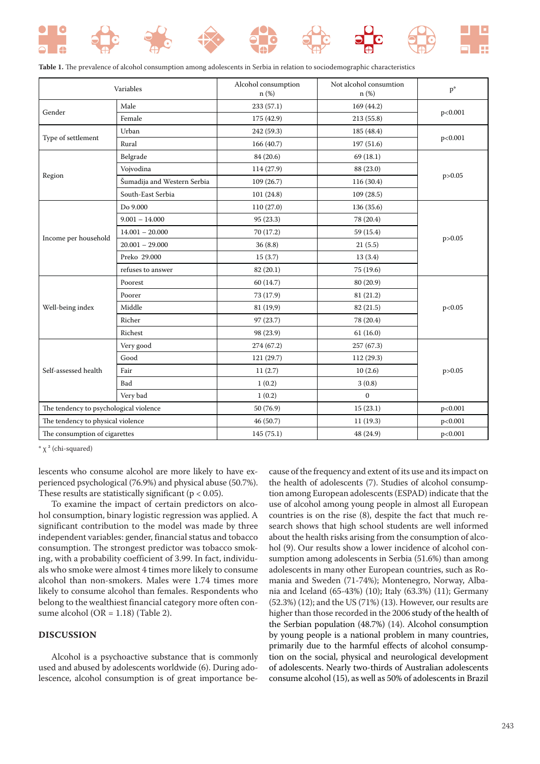**Table 1.** The prevalence of alcohol consumption among adolescents in Serbia in relation to sociodemographic characteristics

| Variables | | Alcohol consumption n (%) | Not alcohol consumtion n (%) | p* |
|---|---|---|---|---|
| Gender | Male | 233 (57.1) | 169 (44.2) | p<0.001 |
| | Female | 175 (42.9) | 213 (55.8) | |
| Type of settlement | Urban | 242 (59.3) | 185 (48.4) | p<0.001 |
| | Rural | 166 (40.7) | 197 (51.6) | |
| Region | Belgrade | 84 (20.6) | 69 (18.1) | p>0.05 |
| | Vojvodina | 114 (27.9) | 88 (23.0) | |
| | Šumadija and Western Serbia | 109 (26.7) | 116 (30.4) | |
| | South-East Serbia | 101 (24.8) | 109 (28.5) | |
| Income per household | Do 9.000 | 110 (27.0) | 136 (35.6) | p>0.05 |
| | 9.001 – 14.000 | 95 (23.3) | 78 (20.4) | |
| | 14.001 – 20.000 | 70 (17.2) | 59 (15.4) | |
| | 20.001 – 29.000 | 36 (8.8) | 21 (5.5) | |
| | Preko 29.000 | 15 (3.7) | 13 (3.4) | |
| | refuses to answer | 82 (20.1) | 75 (19.6) | |
| Well-being index | Poorest | 60 (14.7) | 80 (20.9) | p<0.05 |
| | Poorer | 73 (17.9) | 81 (21.2) | |
| | Middle | 81 (19,9) | 82 (21.5) | |
| | Richer | 97 (23.7) | 78 (20.4) | |
| | Richest | 98 (23.9) | 61 (16.0) | |
| Self-assessed health | Very good | 274 (67.2) | 257 (67.3) | p>0.05 |
| | Good | 121 (29.7) | 112 (29.3) | |
| | Fair | 11 (2.7) | 10 (2.6) | |
| | Bad | 1 (0.2) | 3 (0.8) | |
| | Very bad | 1 (0.2) | 0 | |
| The tendency to psychological violence | | 50 (76.9) | 15 (23.1) | p<0.001 |
| The tendency to physical violence | | 46 (50.7) | 11 (19.3) | p<0.001 |
| The consumption of cigarettes | | 145 (75.1) | 48 (24.9) | p<0.001 |

\* $\chi^2$ (chi-squared)

lescents who consume alcohol are more likely to have experienced psychological (76.9%) and physical abuse (50.7%). These results are statistically significant ($p < 0.05$).

To examine the impact of certain predictors on alcohol consumption, binary logistic regression was applied. A significant contribution to the model was made by three independent variables: gender, financial status and tobacco consumption. The strongest predictor was tobacco smoking, with a probability coefficient of 3.99. In fact, individuals who smoke were almost 4 times more likely to consume alcohol than non-smokers. Males were 1.74 times more likely to consume alcohol than females. Respondents who belong to the wealthiest financial category more often consume alcohol (OR = 1.18) (Table 2).

## DISCUSSION

Alcohol is a psychoactive substance that is commonly used and abused by adolescents worldwide (6). During adolescence, alcohol consumption is of great importance because of the frequency and extent of its use and its impact on the health of adolescents (7). Studies of alcohol consumption among European adolescents (ESPAD) indicate that the use of alcohol among young people in almost all European countries is on the rise (8), despite the fact that much research shows that high school students are well informed about the health risks arising from the consumption of alcohol (9). Our results show a lower incidence of alcohol consumption among adolescents in Serbia (51.6%) than among adolescents in many other European countries, such as Romania and Sweden (71-74%); Montenegro, Norway, Albania and Iceland (65-43%) (10); Italy (63.3%) (11); Germany (52.3%) (12); and the US (71%) (13). However, our results are higher than those recorded in the 2006 study of the health of the Serbian population (48.7%) (14). Alcohol consumption by young people is a national problem in many countries, primarily due to the harmful effects of alcohol consumption on the social, physical and neurological development of adolescents. Nearly two-thirds of Australian adolescents consume alcohol (15), as well as 50% of adolescents in Brazil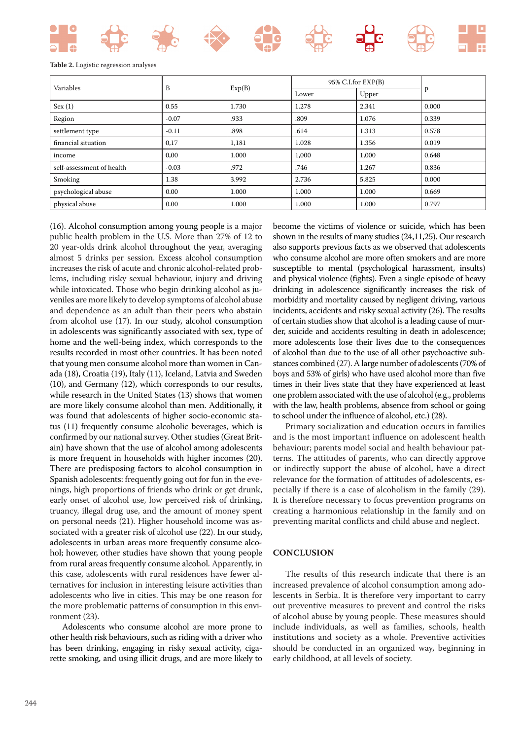**Table 2.** Logistic regression analyses

| Variables | B | Exp(B) | 95% C.I.for EXP(B) | | p |
|---|---|---|---|---|---|
| | | | Lower | Upper | |
| Sex (1) | 0.55 | 1.730 | 1.278 | 2.341 | 0.000 |
| Region | -0.07 | .933 | .809 | 1.076 | 0.339 |
| settlement type | -0.11 | .898 | .614 | 1.313 | 0.578 |
| financial situation | 0,17 | 1,181 | 1.028 | 1.356 | 0.019 |
| income | 0,00 | 1.000 | 1,000 | 1,000 | 0.648 |
| self-assessment of health | -0.03 | ,972 | .746 | 1.267 | 0.836 |
| Smoking | 1.38 | 3.992 | 2.736 | 5.825 | 0.000 |
| psychological abuse | 0.00 | 1.000 | 1.000 | 1.000 | 0.669 |
| physical abuse | 0.00 | 1.000 | 1.000 | 1.000 | 0.797 |

(16). Alcohol consumption among young people is a major public health problem in the U.S. More than 27% of 12 to 20 year-olds drink alcohol throughout the year, averaging almost 5 drinks per session. Excess alcohol consumption increases the risk of acute and chronic alcohol-related problems, including risky sexual behaviour, injury and driving while intoxicated. Those who begin drinking alcohol as juveniles are more likely to develop symptoms of alcohol abuse and dependence as an adult than their peers who abstain from alcohol use (17). In our study, alcohol consumption in adolescents was significantly associated with sex, type of home and the well-being index, which corresponds to the results recorded in most other countries. It has been noted that young men consume alcohol more than women in Canada (18), Croatia (19), Italy (11), Iceland, Latvia and Sweden (10), and Germany (12), which corresponds to our results, while research in the United States (13) shows that women are more likely consume alcohol than men. Additionally, it was found that adolescents of higher socio-economic status (11) frequently consume alcoholic beverages, which is confirmed by our national survey. Other studies (Great Britain) have shown that the use of alcohol among adolescents is more frequent in households with higher incomes (20). There are predisposing factors to alcohol consumption in Spanish adolescents: frequently going out for fun in the evenings, high proportions of friends who drink or get drunk, early onset of alcohol use, low perceived risk of drinking, truancy, illegal drug use, and the amount of money spent on personal needs (21). Higher household income was associated with a greater risk of alcohol use (22). In our study, adolescents in urban areas more frequently consume alcohol; however, other studies have shown that young people from rural areas frequently consume alcohol. Apparently, in this case, adolescents with rural residences have fewer alternatives for inclusion in interesting leisure activities than adolescents who live in cities. This may be one reason for the more problematic patterns of consumption in this environment (23).

Adolescents who consume alcohol are more prone to other health risk behaviours, such as riding with a driver who has been drinking, engaging in risky sexual activity, cigarette smoking, and using illicit drugs, and are more likely to become the victims of violence or suicide, which has been shown in the results of many studies (24,11,25). Our research also supports previous facts as we observed that adolescents who consume alcohol are more often smokers and are more susceptible to mental (psychological harassment, insults) and physical violence (fights). Even a single episode of heavy drinking in adolescence significantly increases the risk of morbidity and mortality caused by negligent driving, various incidents, accidents and risky sexual activity (26). The results of certain studies show that alcohol is a leading cause of murder, suicide and accidents resulting in death in adolescence; more adolescents lose their lives due to the consequences of alcohol than due to the use of all other psychoactive substances combined (27). A large number of adolescents (70% of boys and 53% of girls) who have used alcohol more than five times in their lives state that they have experienced at least one problem associated with the use of alcohol (e.g., problems with the law, health problems, absence from school or going to school under the influence of alcohol, etc.) (28).

Primary socialization and education occurs in families and is the most important influence on adolescent health behaviour; parents model social and health behaviour patterns. The attitudes of parents, who can directly approve or indirectly support the abuse of alcohol, have a direct relevance for the formation of attitudes of adolescents, especially if there is a case of alcoholism in the family (29). It is therefore necessary to focus prevention programs on creating a harmonious relationship in the family and on preventing marital conflicts and child abuse and neglect.

## CONCLUSION

The results of this research indicate that there is an increased prevalence of alcohol consumption among adolescents in Serbia. It is therefore very important to carry out preventive measures to prevent and control the risks of alcohol abuse by young people. These measures should include individuals, as well as families, schools, health institutions and society as a whole. Preventive activities should be conducted in an organized way, beginning in early childhood, at all levels of society.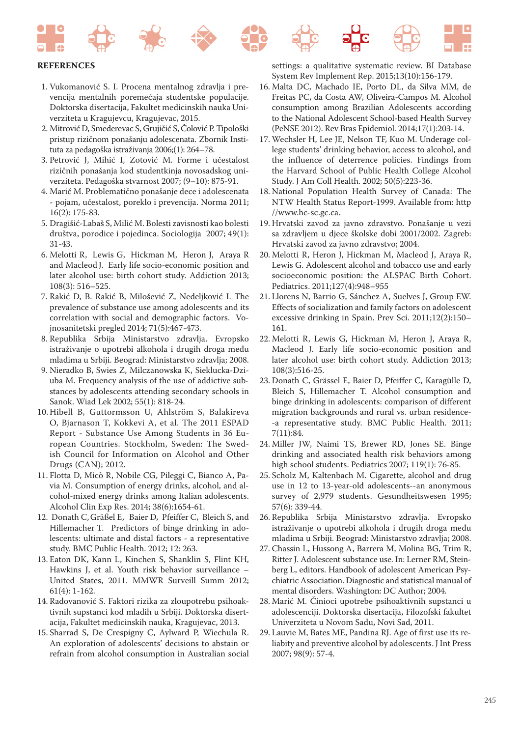## REFERENCES

1. Vukomanović S. I. Procena mentalnog zdravlja i prevencija mentalnih poremećaja studentske populacije. Doktorska disertacija, Fakultet medicinskih nauka Univerziteta u Kragujevcu, Kragujevac, 2015.
2. Mitrović D, Smederevac S, Grujičić S, Čolović P. Tipološki pristup rizičnom ponašanju adolescenata. Zbornik Instituta za pedagoška istraživanja 2006;(1): 264–78.
3. Petrović J, Mihić I, Zotović M. Forme i učestalost rizičnih ponašanja kod studentkinja novosadskog univerziteta. Pedagoška stvarnost 2007; (9–10): 875-91.
4. Marić M. Problematično ponašanje dece i adolescenata - pojam, učestalost, poreklo i prevencija. Norma 2011; 16(2): 175-83.
5. Dragišić-Labaš S, Milić M. Bolesti zavisnosti kao bolesti društva, porodice i pojedinca. Sociologija 2007; 49(1): 31-43.
6. Melotti R, Lewis G, Hickman M, Heron J, Araya R and Macleod J. Early life socio-economic position and later alcohol use: birth cohort study. Addiction 2013; 108(3): 516–525.
7. Rakić D, B. Rakić B, Milošević Z, Nedeljković I. The prevalence of substance use among adolescents and its correlation with social and demographic factors. Vojnosanitetski pregled 2014; 71(5):467-473.
8. Republika Srbija Ministarstvo zdravlja. Evropsko istraživanje o upotrebi alkohola i drugih droga među mladima u Srbiji. Beograd: Ministarstvo zdravlja; 2008.
9. Nieradko B, Swies Z, Milczanowska K, Sieklucka-Dziuba M. Frequency analysis of the use of addictive substances by adolescents attending secondary schools in Sanok. Wiad Lek 2002; 55(1): 818-24.
10. Hibell B, Guttormsson U, Ahlström S, Balakireva O, Bjarnason T, Kokkevi A, et al. The 2011 ESPAD Report - Substance Use Among Students in 36 European Countries. Stockholm, Sweden: The Swedish Council for Information on Alcohol and Other Drugs (CAN); 2012.
11. Flotta D, Micò R, Nobile CG, Pileggi C, Bianco A, Pavia M. Consumption of energy drinks, alcohol, and alcohol-mixed energy drinks among Italian adolescents. Alcohol Clin Exp Res. 2014; 38(6):1654-61.
12. Donath C, Gräßel E, Baier D, Pfeiffer C, Bleich S, and Hillemacher T. Predictors of binge drinking in adolescents: ultimate and distal factors - a representative study. BMC Public Health. 2012; 12: 263.
13. Eaton DK, Kann L, Kinchen S, Shanklin S, Flint KH, Hawkins J, et al. Youth risk behavior surveillance – United States, 2011. MMWR Surveill Summ 2012; 61(4): 1-162.
14. Radovanović S. Faktori rizika za zloupotrebu psihoaktivnih supstanci kod mladih u Srbiji. Doktorska disertacija, Fakultet medicinskih nauka, Kragujevac, 2013.
15. Sharrad S, De Crespigny C, Aylward P, Wiechula R. An exploration of adolescents' decisions to abstain or refrain from alcohol consumption in Australian social settings: a qualitative systematic review. BI Database System Rev Implement Rep. 2015;13(10):156-179.
16. Malta DC, Machado IE, Porto DL, da Silva MM, de Freitas PC, da Costa AW, Oliveira-Campos M. Alcohol consumption among Brazilian Adolescents according to the National Adolescent School-based Health Survey (PeNSE 2012). Rev Bras Epidemiol. 2014;17(1):203-14.
17. Wechsler H, Lee JE, Nelson TF, Kuo M. Underage college students' drinking behavior, access to alcohol, and the influence of deterrence policies. Findings from the Harvard School of Public Health College Alcohol Study. J Am Coll Health. 2002; 50(5):223-36.
18. National Population Health Survey of Canada: The NTW Health Status Report-1999. Available from: http //www.hc-sc.gc.ca.
19. Hrvatski zavod za javno zdravstvo. Ponašanje u vezi sa zdravljem u djece školske dobi 2001/2002. Zagreb: Hrvatski zavod za javno zdravstvo; 2004.
20. Melotti R, Heron J, Hickman M, Macleod J, Araya R, Lewis G. Adolescent alcohol and tobacco use and early socioeconomic position: the ALSPAC Birth Cohort. Pediatrics. 2011;127(4):948–955
21. Llorens N, Barrio G, Sánchez A, Suelves J, Group EW. Effects of socialization and family factors on adolescent excessive drinking in Spain. Prev Sci. 2011;12(2):150–161.
22. Melotti R, Lewis G, Hickman M, Heron J, Araya R, Macleod J. Early life socio-economic position and later alcohol use: birth cohort study. Addiction 2013; 108(3):516-25.
23. Donath C, Grässel E, Baier D, Pfeiffer C, Karagülle D, Bleich S, Hillemacher T. Alcohol consumption and binge drinking in adolescents: comparison of different migration backgrounds and rural vs. urban residence--a representative study. BMC Public Health. 2011; 7(11):84.
24. Miller JW, Naimi TS, Brewer RD, Jones SE. Binge drinking and associated health risk behaviors among high school students. Pediatrics 2007; 119(1): 76-85.
25. Scholz M, Kaltenbach M. Cigarette, alcohol and drug use in 12 to 13-year-old adolescents--an anonymous survey of 2,979 students. Gesundheitswesen 1995; 57(6): 339-44.
26. Republika Srbija Ministarstvo zdravlja. Evropsko istraživanje o upotrebi alkohola i drugih droga među mladima u Srbiji. Beograd: Ministarstvo zdravlja; 2008.
27. Chassin L, Hussong A, Barrera M, Molina BG, Trim R, Ritter J. Adolescent substance use. In: Lerner RM, Steinberg L, editors. Handbook of adolescent American Psychiatric Association. Diagnostic and statistical manual of mental disorders. Washington: DC Author; 2004.
28. Marić M. Činioci upotrebe psihoaktivnih supstanci u adolescenciji. Doktorska disertacija, Filozofski fakultet Univerziteta u Novom Sadu, Novi Sad, 2011.
29. Lauvie M, Bates ME, Pandina RJ. Age of first use its reliability and preventive alcohol by adolescents. J Int Press 2007; 98(9): 57-4.